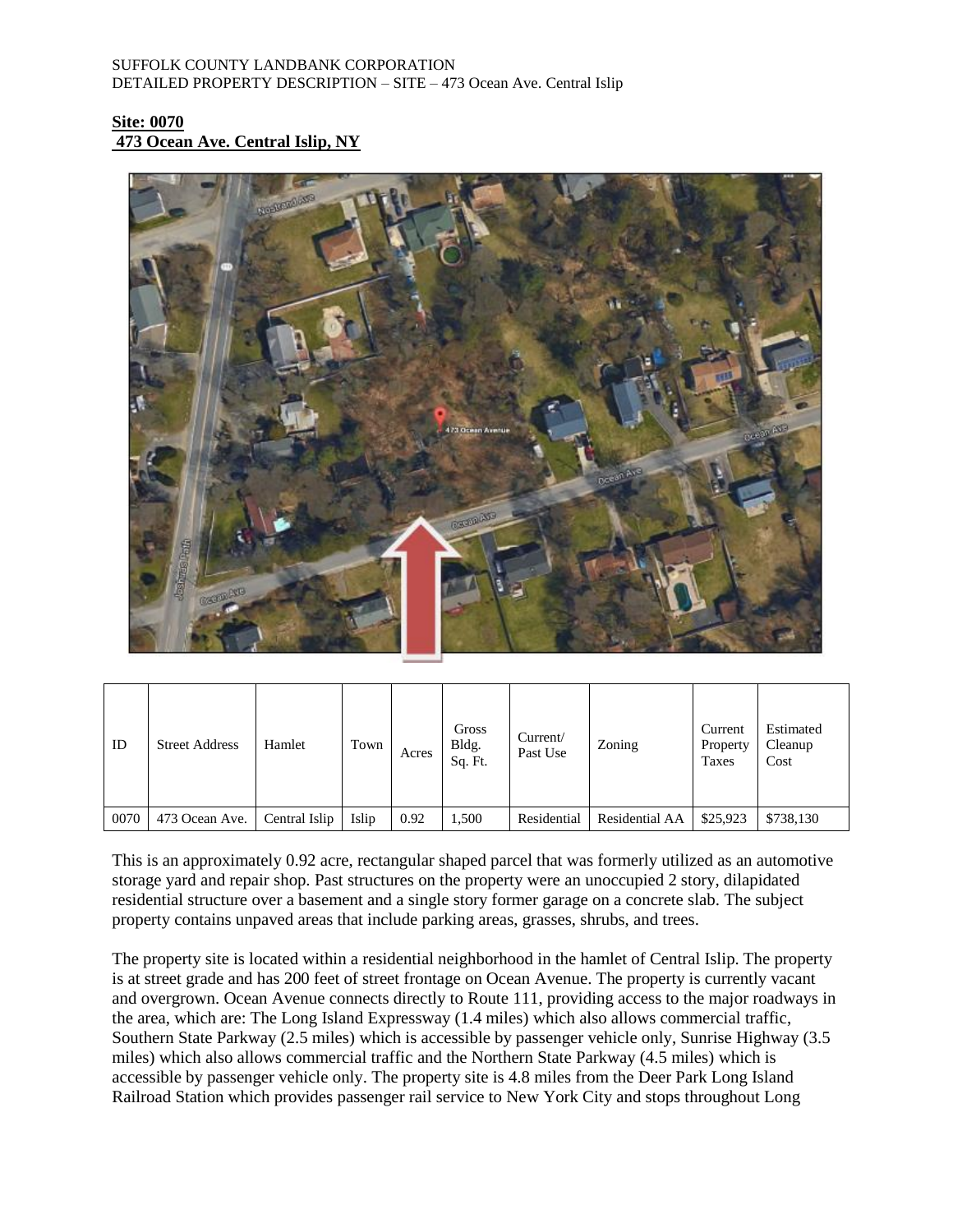SUFFOLK COUNTY LANDBANK CORPORATION
DETAILED PROPERTY DESCRIPTION – SITE – 473 Ocean Ave. Central Islip

**Site: 0070**
**473 Ocean Ave. Central Islip, NY**

| ID | Street Address | Hamlet | Town | Acres | Gross Bldg. Sq. Ft. | Current/ Past Use | Zoning | Current Property Taxes | Estimated Cleanup Cost |
|---|---|---|---|---|---|---|---|---|---|
| 0070 | 473 Ocean Ave. | Central Islip | Islip | 0.92 | 1,500 | Residential | Residential AA | $25,923 | $738,130 |

This is an approximately 0.92 acre, rectangular shaped parcel that was formerly utilized as an automotive storage yard and repair shop. Past structures on the property were an unoccupied 2 story, dilapidated residential structure over a basement and a single story former garage on a concrete slab. The subject property contains unpaved areas that include parking areas, grasses, shrubs, and trees.

The property site is located within a residential neighborhood in the hamlet of Central Islip. The property is at street grade and has 200 feet of street frontage on Ocean Avenue. The property is currently vacant and overgrown. Ocean Avenue connects directly to Route 111, providing access to the major roadways in the area, which are: The Long Island Expressway (1.4 miles) which also allows commercial traffic, Southern State Parkway (2.5 miles) which is accessible by passenger vehicle only, Sunrise Highway (3.5 miles) which also allows commercial traffic and the Northern State Parkway (4.5 miles) which is accessible by passenger vehicle only. The property site is 4.8 miles from the Deer Park Long Island Railroad Station which provides passenger rail service to New York City and stops throughout Long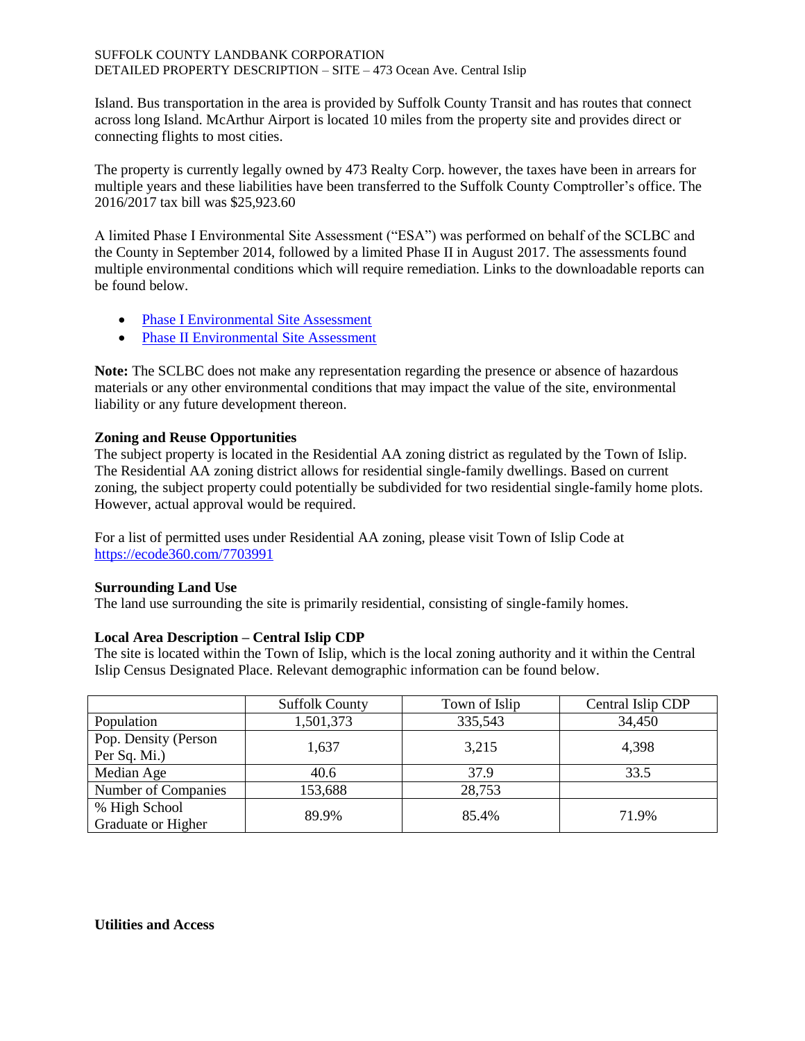Island. Bus transportation in the area is provided by Suffolk County Transit and has routes that connect across long Island. McArthur Airport is located 10 miles from the property site and provides direct or connecting flights to most cities.

The property is currently legally owned by 473 Realty Corp. however, the taxes have been in arrears for multiple years and these liabilities have been transferred to the Suffolk County Comptroller's office. The 2016/2017 tax bill was $25,923.60

A limited Phase I Environmental Site Assessment ("ESA") was performed on behalf of the SCLBC and the County in September 2014, followed by a limited Phase II in August 2017. The assessments found multiple environmental conditions which will require remediation. Links to the downloadable reports can be found below.

- Phase I Environmental Site Assessment
- Phase II Environmental Site Assessment

**Note:** The SCLBC does not make any representation regarding the presence or absence of hazardous materials or any other environmental conditions that may impact the value of the site, environmental liability or any future development thereon.

**Zoning and Reuse Opportunities**

The subject property is located in the Residential AA zoning district as regulated by the Town of Islip. The Residential AA zoning district allows for residential single-family dwellings. Based on current zoning, the subject property could potentially be subdivided for two residential single-family home plots. However, actual approval would be required.

For a list of permitted uses under Residential AA zoning, please visit Town of Islip Code at https://ecode360.com/7703991

**Surrounding Land Use**

The land use surrounding the site is primarily residential, consisting of single-family homes.

**Local Area Description – Central Islip CDP**

The site is located within the Town of Islip, which is the local zoning authority and it within the Central Islip Census Designated Place. Relevant demographic information can be found below.

| | Suffolk County | Town of Islip | Central Islip CDP |
|---|---|---|---|
| Population | 1,501,373 | 335,543 | 34,450 |
| Pop. Density (Person Per Sq. Mi.) | 1,637 | 3,215 | 4,398 |
| Median Age | 40.6 | 37.9 | 33.5 |
| Number of Companies | 153,688 | 28,753 | |
| % High School Graduate or Higher | 89.9% | 85.4% | 71.9% |

**Utilities and Access**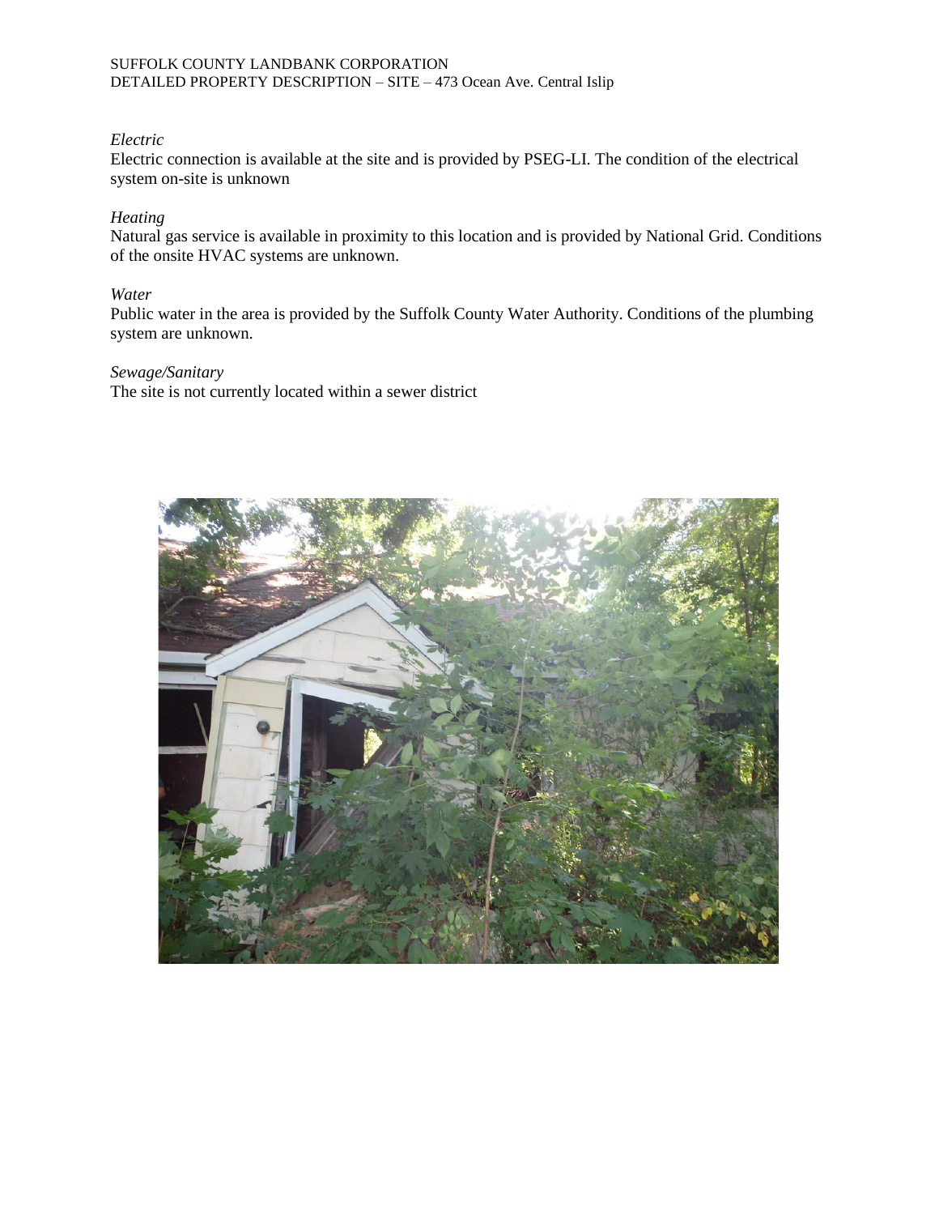*Electric*
Electric connection is available at the site and is provided by PSEG-LI. The condition of the electrical system on-site is unknown

*Heating*
Natural gas service is available in proximity to this location and is provided by National Grid. Conditions of the onsite HVAC systems are unknown.

*Water*
Public water in the area is provided by the Suffolk County Water Authority. Conditions of the plumbing system are unknown.

*Sewage/Sanitary*
The site is not currently located within a sewer district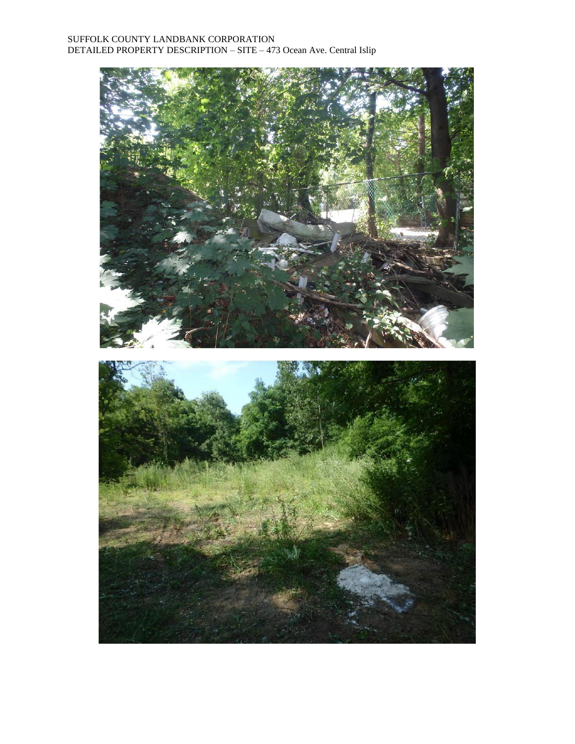SUFFOLK COUNTY LANDBANK CORPORATION
DETAILED PROPERTY DESCRIPTION – SITE – 473 Ocean Ave. Central Islip